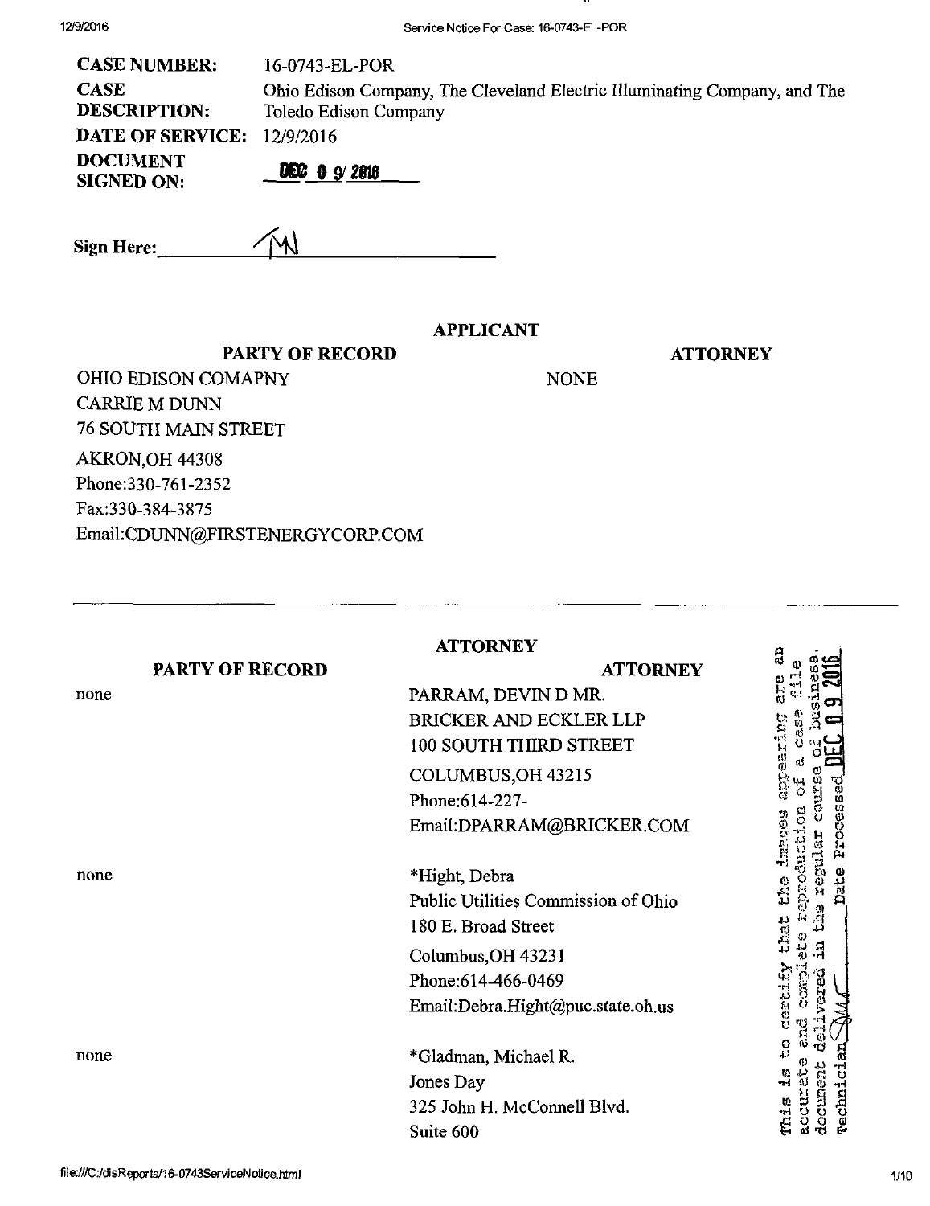| | |
|---|---|
| **CASE NUMBER:** | 16-0743-EL-POR |
| **CASE DESCRIPTION:** | Ohio Edison Company, The Cleveland Electric Illuminating Company, and The Toledo Edison Company |
| **DATE OF SERVICE:** | 12/9/2016 |
| **DOCUMENT SIGNED ON:** | DEC 0 9 2016 |

**Sign Here:** ____MN____

## APPLICANT

| PARTY OF RECORD | ATTORNEY |
|---|---|
| OHIO EDISON COMAPNY<br>CARRIE M DUNN<br>76 SOUTH MAIN STREET<br>AKRON,OH 44308<br>Phone:330-761-2352<br>Fax:330-384-3875<br>Email:CDUNN@FIRSTENERGYCORP.COM | NONE |

---

## ATTORNEY

| PARTY OF RECORD | ATTORNEY |
|---|---|
| none | PARRAM, DEVIN D MR.<br>BRICKER AND ECKLER LLP<br>100 SOUTH THIRD STREET<br>COLUMBUS,OH 43215<br>Phone:614-227-<br>Email:DPARRAM@BRICKER.COM |
| none | *Hight, Debra<br>Public Utilities Commission of Ohio<br>180 E. Broad Street<br>Columbus,OH 43231<br>Phone:614-466-0469<br>Email:Debra.Hight@puc.state.oh.us |
| none | *Gladman, Michael R.<br>Jones Day<br>325 John H. McConnell Blvd.<br>Suite 600 |

This is to certify that the images appearing are an accurate and complete reproduction of a case file document delivered in the regular course of business. Technician SMA Date Processed DEC 0 9 2016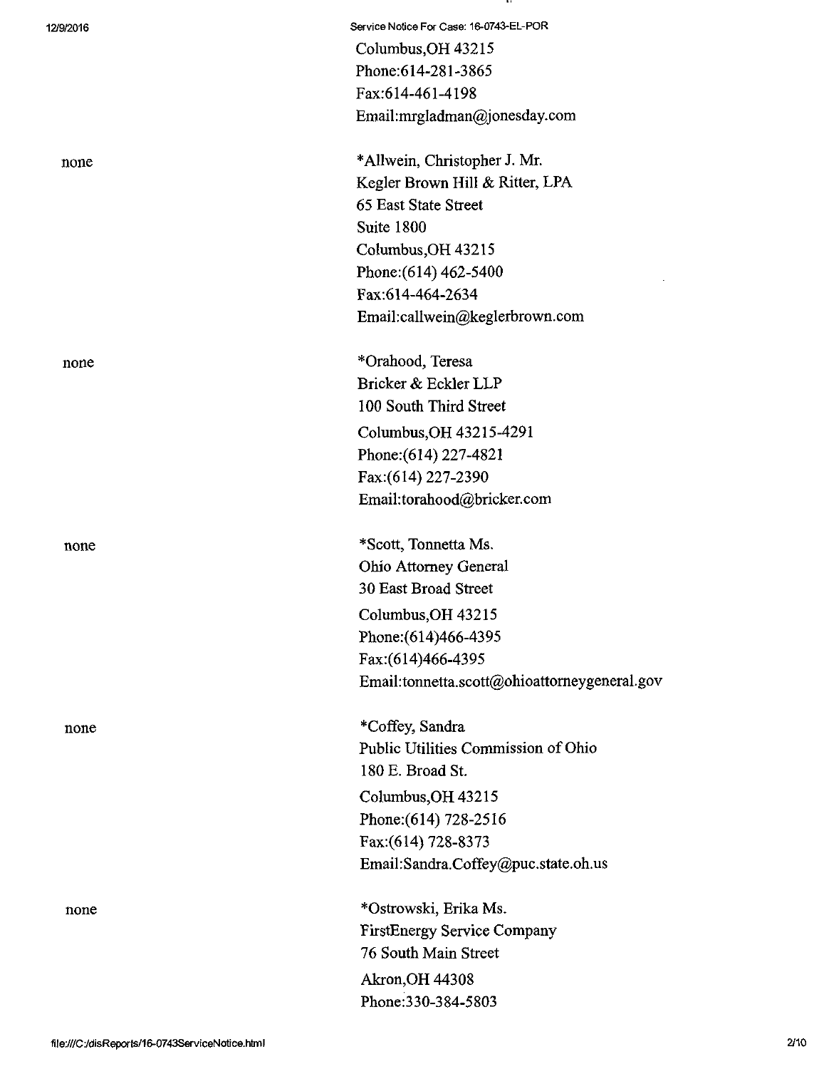Columbus,OH 43215
Phone:614-281-3865
Fax:614-461-4198
Email:mrgladman@jonesday.com

| | |
|---|---|
| none | *Allwein, Christopher J. Mr.<br>Kegler Brown Hill & Ritter, LPA<br>65 East State Street<br>Suite 1800<br>Columbus,OH 43215<br>Phone:(614) 462-5400<br>Fax:614-464-2634<br>Email:callwein@keglerbrown.com |
| none | *Orahood, Teresa<br>Bricker & Eckler LLP<br>100 South Third Street<br>Columbus,OH 43215-4291<br>Phone:(614) 227-4821<br>Fax:(614) 227-2390<br>Email:torahood@bricker.com |
| none | *Scott, Tonnetta Ms.<br>Ohio Attorney General<br>30 East Broad Street<br>Columbus,OH 43215<br>Phone:(614)466-4395<br>Fax:(614)466-4395<br>Email:tonnetta.scott@ohioattorneygeneral.gov |
| none | *Coffey, Sandra<br>Public Utilities Commission of Ohio<br>180 E. Broad St.<br>Columbus,OH 43215<br>Phone:(614) 728-2516<br>Fax:(614) 728-8373<br>Email:Sandra.Coffey@puc.state.oh.us |
| none | *Ostrowski, Erika Ms.<br>FirstEnergy Service Company<br>76 South Main Street<br>Akron,OH 44308<br>Phone:330-384-5803 |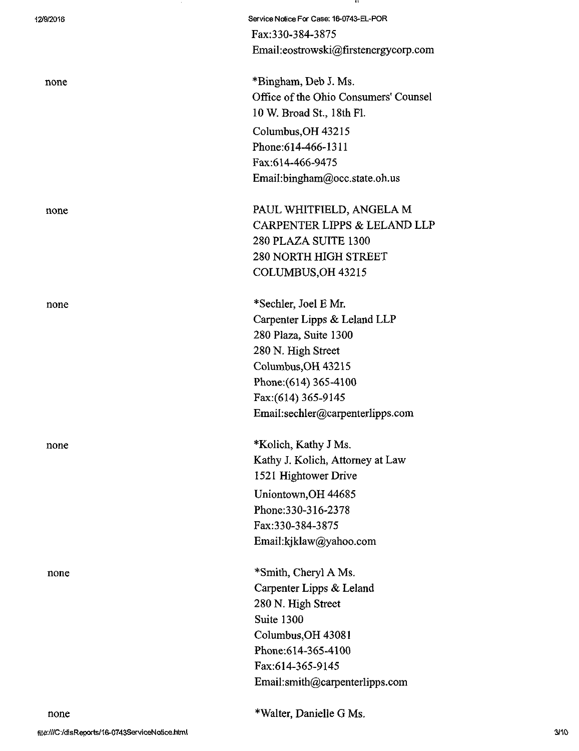Fax:330-384-3875
Email:eostrowski@firstenergycorp.com

none

*Bingham, Deb J. Ms.
Office of the Ohio Consumers' Counsel
10 W. Broad St., 18th Fl.
Columbus,OH 43215
Phone:614-466-1311
Fax:614-466-9475
Email:bingham@occ.state.oh.us

none

PAUL WHITFIELD, ANGELA M
CARPENTER LIPPS & LELAND LLP
280 PLAZA SUITE 1300
280 NORTH HIGH STREET
COLUMBUS,OH 43215

none

*Sechler, Joel E Mr.
Carpenter Lipps & Leland LLP
280 Plaza, Suite 1300
280 N. High Street
Columbus,OH 43215
Phone:(614) 365-4100
Fax:(614) 365-9145
Email:sechler@carpenterlipps.com

none

*Kolich, Kathy J Ms.
Kathy J. Kolich, Attorney at Law
1521 Hightower Drive
Uniontown,OH 44685
Phone:330-316-2378
Fax:330-384-3875
Email:kjklaw@yahoo.com

none

*Smith, Cheryl A Ms.
Carpenter Lipps & Leland
280 N. High Street
Suite 1300
Columbus,OH 43081
Phone:614-365-4100
Fax:614-365-9145
Email:smith@carpenterlipps.com

none

*Walter, Danielle G Ms.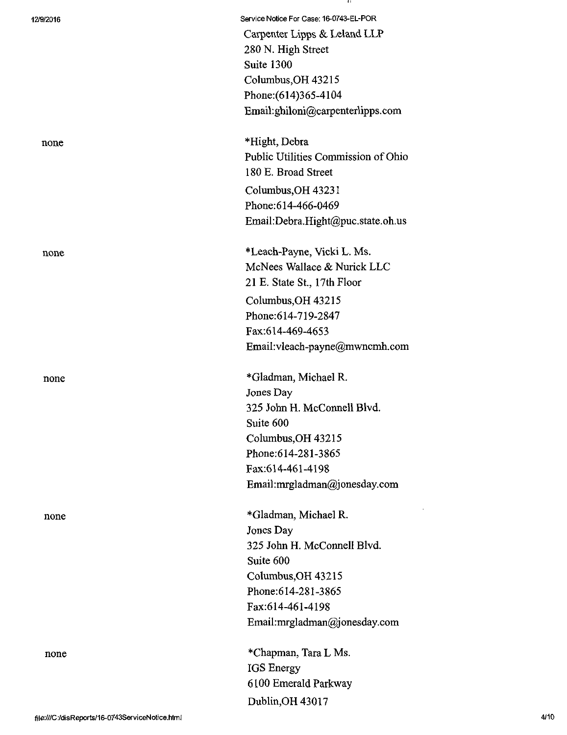Carpenter Lipps & Leland LLP
280 N. High Street
Suite 1300
Columbus,OH 43215
Phone:(614)365-4104
Email:ghiloni@carpenterlipps.com

| | |
|---|---|
| none | *Hight, Debra<br>Public Utilities Commission of Ohio<br>180 E. Broad Street<br>Columbus,OH 43231<br>Phone:614-466-0469<br>Email:Debra.Hight@puc.state.oh.us |
| none | *Leach-Payne, Vicki L. Ms.<br>McNees Wallace & Nurick LLC<br>21 E. State St., 17th Floor<br>Columbus,OH 43215<br>Phone:614-719-2847<br>Fax:614-469-4653<br>Email:vleach-payne@mwncmh.com |
| none | *Gladman, Michael R.<br>Jones Day<br>325 John H. McConnell Blvd.<br>Suite 600<br>Columbus,OH 43215<br>Phone:614-281-3865<br>Fax:614-461-4198<br>Email:mrgladman@jonesday.com |
| none | *Gladman, Michael R.<br>Jones Day<br>325 John H. McConnell Blvd.<br>Suite 600<br>Columbus,OH 43215<br>Phone:614-281-3865<br>Fax:614-461-4198<br>Email:mrgladman@jonesday.com |
| none | *Chapman, Tara L Ms.<br>IGS Energy<br>6100 Emerald Parkway<br>Dublin,OH 43017 |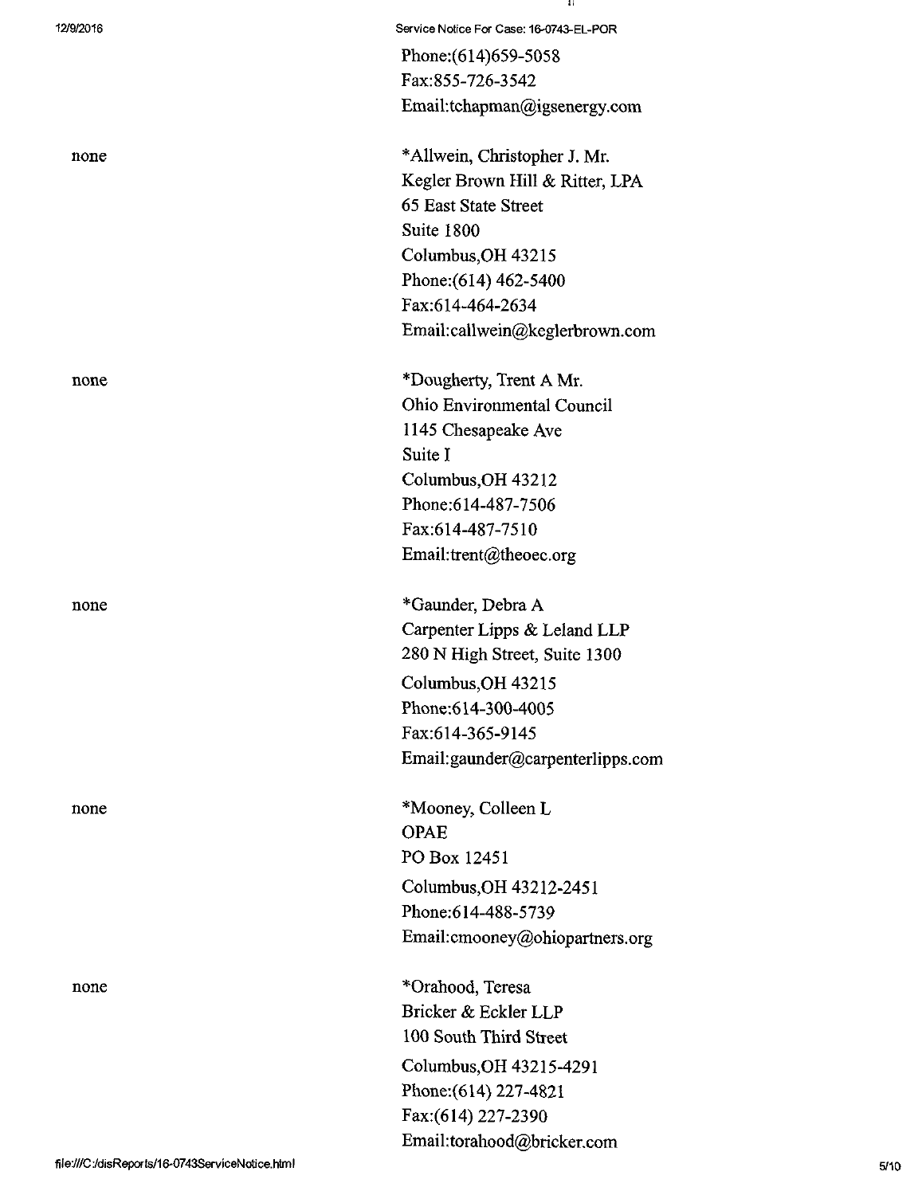Phone:(614)659-5058
Fax:855-726-3542
Email:tchapman@igsenergy.com

| | |
|---|---|
| none | *Allwein, Christopher J. Mr.<br>Kegler Brown Hill & Ritter, LPA<br>65 East State Street<br>Suite 1800<br>Columbus,OH 43215<br>Phone:(614) 462-5400<br>Fax:614-464-2634<br>Email:callwein@keglerbrown.com |
| none | *Dougherty, Trent A Mr.<br>Ohio Environmental Council<br>1145 Chesapeake Ave<br>Suite I<br>Columbus,OH 43212<br>Phone:614-487-7506<br>Fax:614-487-7510<br>Email:trent@theoec.org |
| none | *Gaunder, Debra A<br>Carpenter Lipps & Leland LLP<br>280 N High Street, Suite 1300<br>Columbus,OH 43215<br>Phone:614-300-4005<br>Fax:614-365-9145<br>Email:gaunder@carpenterlipps.com |
| none | *Mooney, Colleen L<br>OPAE<br>PO Box 12451<br>Columbus,OH 43212-2451<br>Phone:614-488-5739<br>Email:cmooney@ohiopartners.org |
| none | *Orahood, Teresa<br>Bricker & Eckler LLP<br>100 South Third Street<br>Columbus,OH 43215-4291<br>Phone:(614) 227-4821<br>Fax:(614) 227-2390<br>Email:torahood@bricker.com |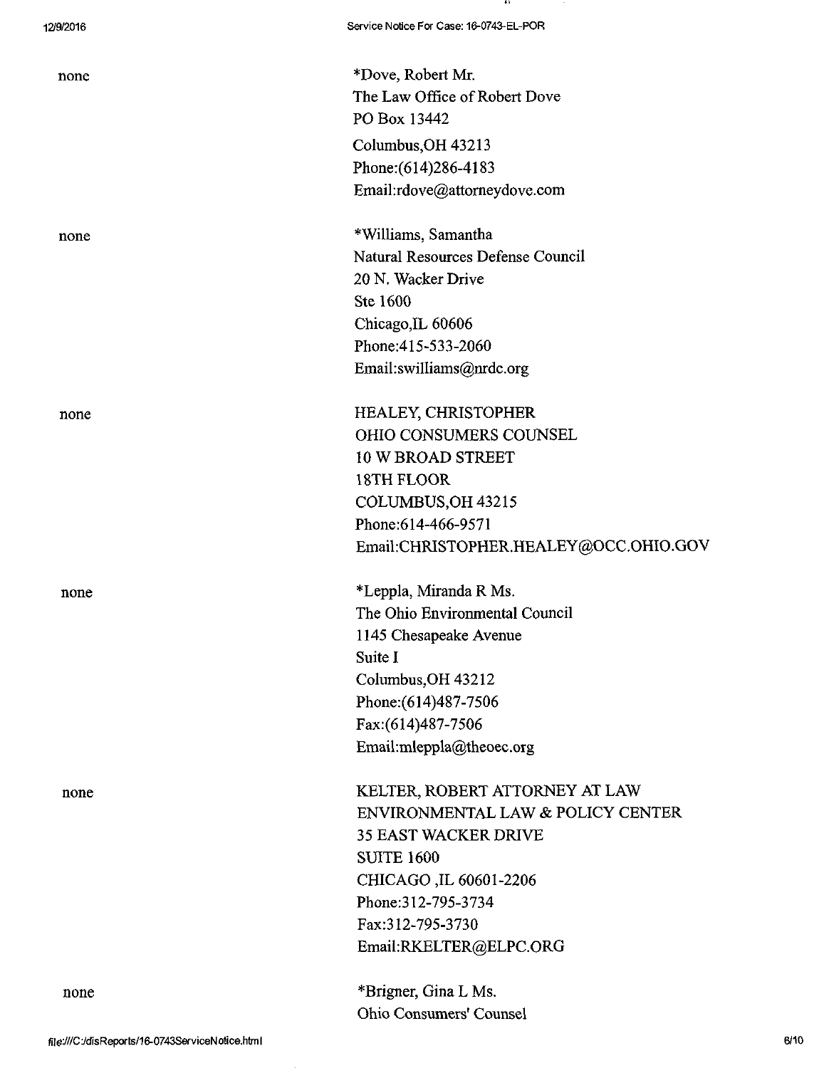none

*Dove, Robert Mr.
The Law Office of Robert Dove
PO Box 13442
Columbus,OH 43213
Phone:(614)286-4183
Email:rdove@attorneydove.com

none

*Williams, Samantha
Natural Resources Defense Council
20 N. Wacker Drive
Ste 1600
Chicago,IL 60606
Phone:415-533-2060
Email:swilliams@nrdc.org

none

HEALEY, CHRISTOPHER
OHIO CONSUMERS COUNSEL
10 W BROAD STREET
18TH FLOOR
COLUMBUS,OH 43215
Phone:614-466-9571
Email:CHRISTOPHER.HEALEY@OCC.OHIO.GOV

none

*Leppla, Miranda R Ms.
The Ohio Environmental Council
1145 Chesapeake Avenue
Suite I
Columbus,OH 43212
Phone:(614)487-7506
Fax:(614)487-7506
Email:mleppla@theoec.org

none

KELTER, ROBERT ATTORNEY AT LAW
ENVIRONMENTAL LAW & POLICY CENTER
35 EAST WACKER DRIVE
SUITE 1600
CHICAGO ,IL 60601-2206
Phone:312-795-3734
Fax:312-795-3730
Email:RKELTER@ELPC.ORG

none

*Brigner, Gina L Ms.
Ohio Consumers' Counsel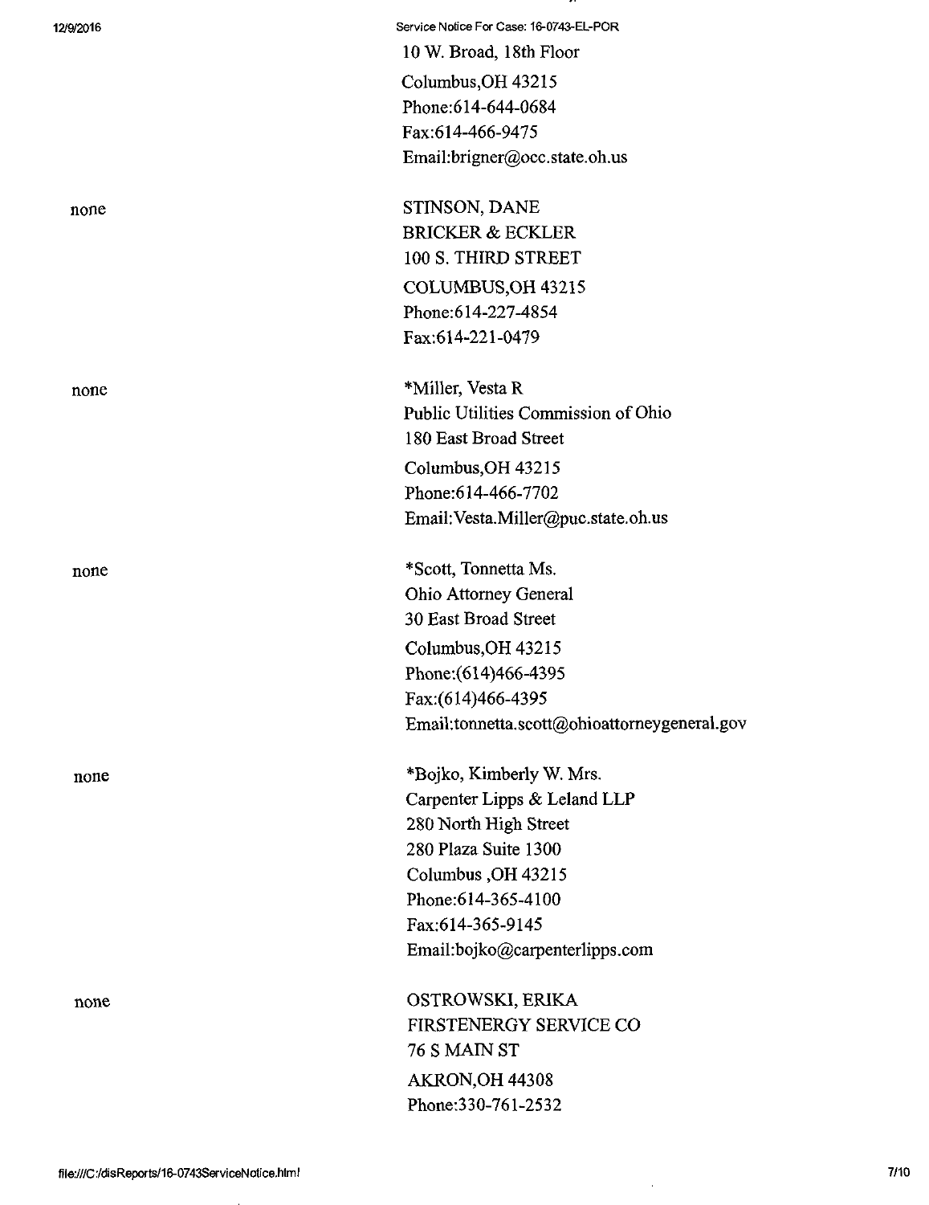10 W. Broad, 18th Floor
Columbus,OH 43215
Phone:614-644-0684
Fax:614-466-9475
Email:brigner@occ.state.oh.us

| | |
|---|---|
| none | STINSON, DANE<br>BRICKER & ECKLER<br>100 S. THIRD STREET<br>COLUMBUS,OH 43215<br>Phone:614-227-4854<br>Fax:614-221-0479 |
| none | *Miller, Vesta R<br>Public Utilities Commission of Ohio<br>180 East Broad Street<br>Columbus,OH 43215<br>Phone:614-466-7702<br>Email:Vesta.Miller@puc.state.oh.us |
| none | *Scott, Tonnetta Ms.<br>Ohio Attorney General<br>30 East Broad Street<br>Columbus,OH 43215<br>Phone:(614)466-4395<br>Fax:(614)466-4395<br>Email:tonnetta.scott@ohioattorneygeneral.gov |
| none | *Bojko, Kimberly W. Mrs.<br>Carpenter Lipps & Leland LLP<br>280 North High Street<br>280 Plaza Suite 1300<br>Columbus ,OH 43215<br>Phone:614-365-4100<br>Fax:614-365-9145<br>Email:bojko@carpenterlipps.com |
| none | OSTROWSKI, ERIKA<br>FIRSTENERGY SERVICE CO<br>76 S MAIN ST<br>AKRON,OH 44308<br>Phone:330-761-2532 |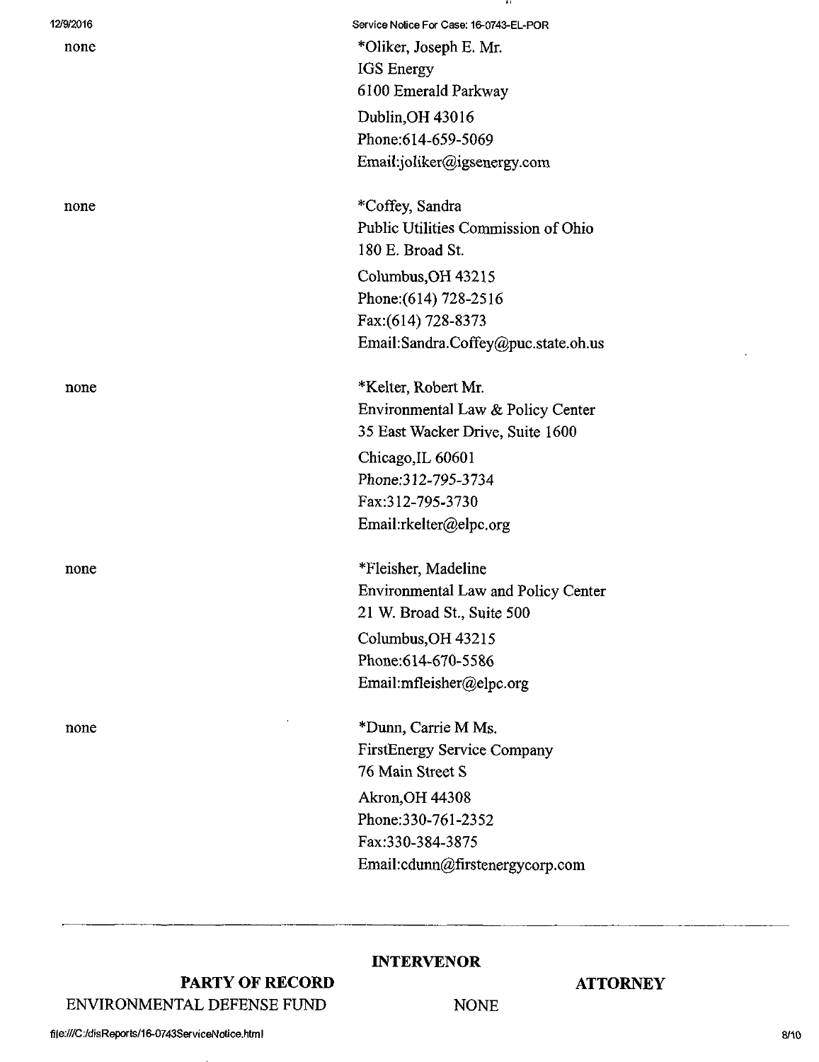| | |
|---|---|
| none | *Oliker, Joseph E. Mr.<br>IGS Energy<br>6100 Emerald Parkway<br>Dublin,OH 43016<br>Phone:614-659-5069<br>Email:joliker@igsenergy.com |
| none | *Coffey, Sandra<br>Public Utilities Commission of Ohio<br>180 E. Broad St.<br>Columbus,OH 43215<br>Phone:(614) 728-2516<br>Fax:(614) 728-8373<br>Email:Sandra.Coffey@puc.state.oh.us |
| none | *Kelter, Robert Mr.<br>Environmental Law & Policy Center<br>35 East Wacker Drive, Suite 1600<br>Chicago,IL 60601<br>Phone:312-795-3734<br>Fax:312-795-3730<br>Email:rkelter@elpc.org |
| none | *Fleisher, Madeline<br>Environmental Law and Policy Center<br>21 W. Broad St., Suite 500<br>Columbus,OH 43215<br>Phone:614-670-5586<br>Email:mfleisher@elpc.org |
| none | *Dunn, Carrie M Ms.<br>FirstEnergy Service Company<br>76 Main Street S<br>Akron,OH 44308<br>Phone:330-761-2352<br>Fax:330-384-3875<br>Email:cdunn@firstenergycorp.com |

---

**INTERVENOR**

| PARTY OF RECORD | ATTORNEY |
|---|---|
| ENVIRONMENTAL DEFENSE FUND | NONE |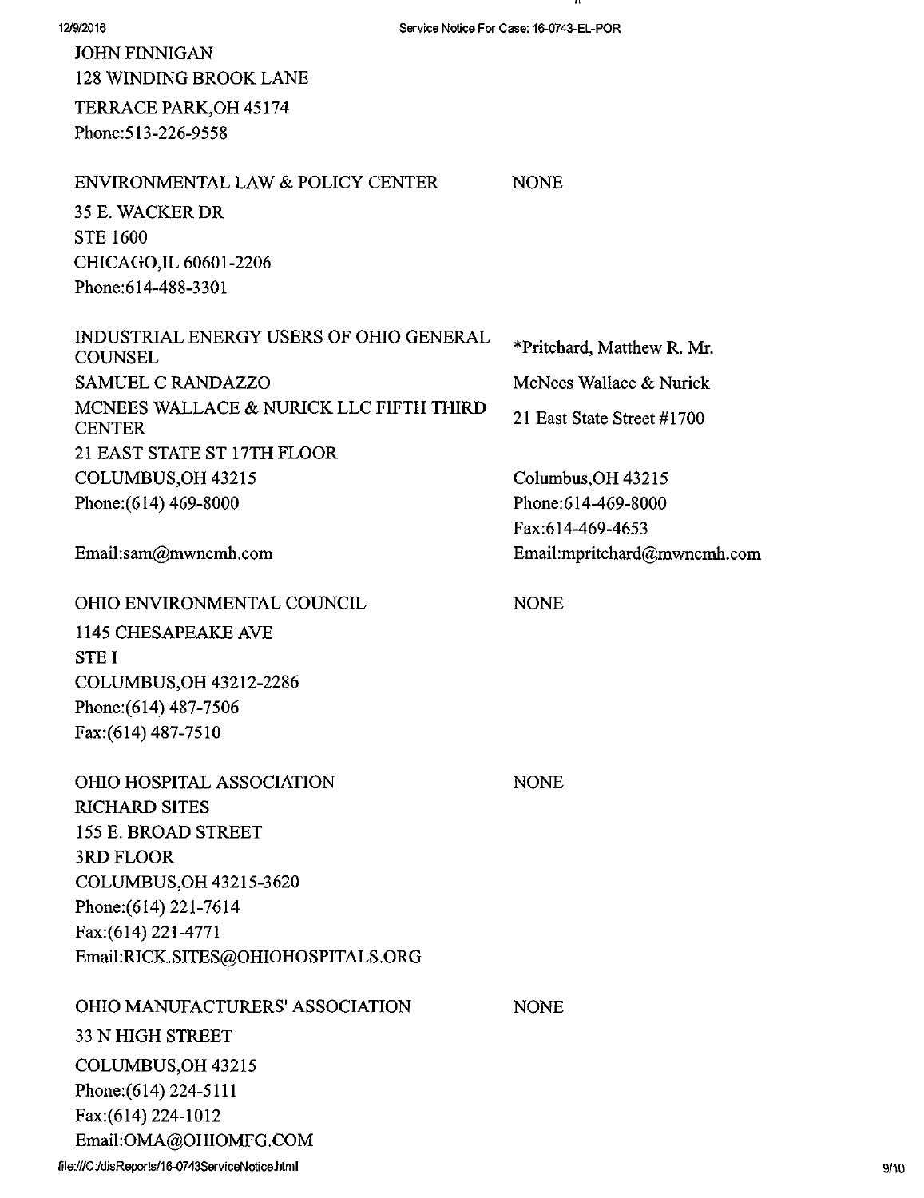JOHN FINNIGAN
128 WINDING BROOK LANE
TERRACE PARK,OH 45174
Phone:513-226-9558

| | |
|---|---|
| ENVIRONMENTAL LAW & POLICY CENTER<br>35 E. WACKER DR<br>STE 1600<br>CHICAGO,IL 60601-2206<br>Phone:614-488-3301 | NONE |
| INDUSTRIAL ENERGY USERS OF OHIO GENERAL COUNSEL<br>SAMUEL C RANDAZZO<br>MCNEES WALLACE & NURICK LLC FIFTH THIRD CENTER<br>21 EAST STATE ST 17TH FLOOR<br>COLUMBUS,OH 43215<br>Phone:(614) 469-8000<br>Email:sam@mwncmh.com | *Pritchard, Matthew R. Mr.<br>McNees Wallace & Nurick<br>21 East State Street #1700<br>Columbus,OH 43215<br>Phone:614-469-8000<br>Fax:614-469-4653<br>Email:mpritchard@mwncmh.com |
| OHIO ENVIRONMENTAL COUNCIL<br>1145 CHESAPEAKE AVE<br>STE I<br>COLUMBUS,OH 43212-2286<br>Phone:(614) 487-7506<br>Fax:(614) 487-7510 | NONE |
| OHIO HOSPITAL ASSOCIATION<br>RICHARD SITES<br>155 E. BROAD STREET<br>3RD FLOOR<br>COLUMBUS,OH 43215-3620<br>Phone:(614) 221-7614<br>Fax:(614) 221-4771<br>Email:RICK.SITES@OHIOHOSPITALS.ORG | NONE |
| OHIO MANUFACTURERS' ASSOCIATION<br>33 N HIGH STREET<br>COLUMBUS,OH 43215<br>Phone:(614) 224-5111<br>Fax:(614) 224-1012<br>Email:OMA@OHIOMFG.COM | NONE |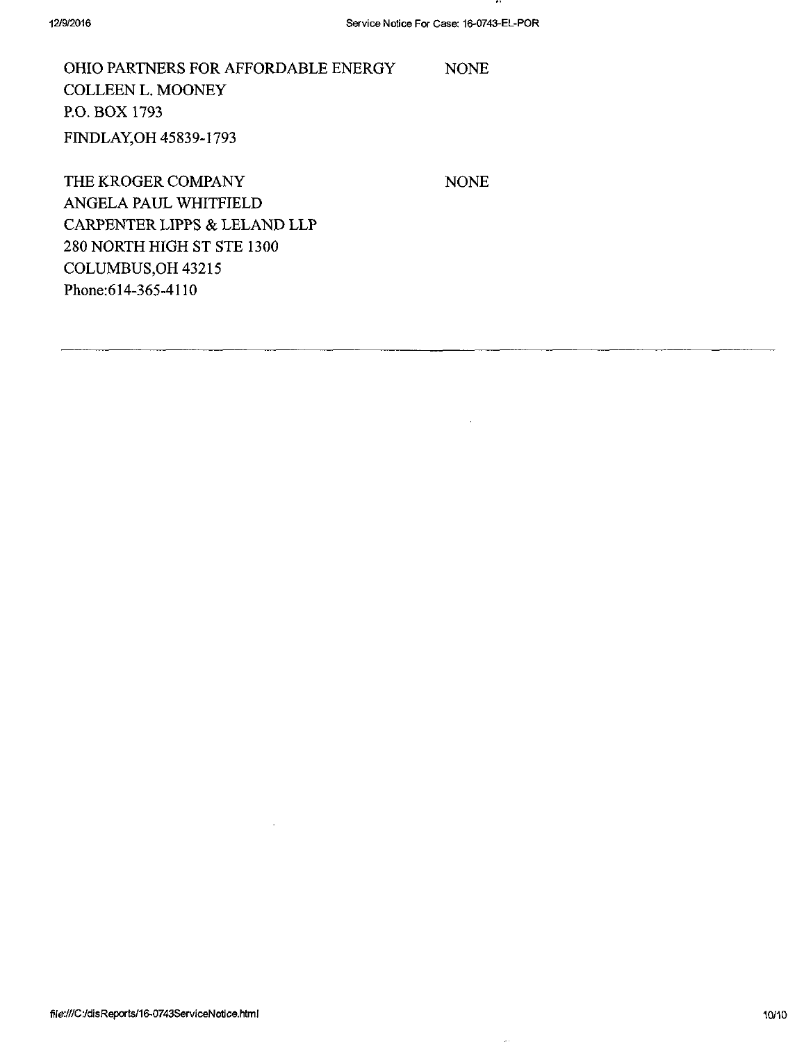OHIO PARTNERS FOR AFFORDABLE ENERGY NONE
COLLEEN L. MOONEY
P.O. BOX 1793
FINDLAY,OH 45839-1793

THE KROGER COMPANY NONE
ANGELA PAUL WHITFIELD
CARPENTER LIPPS & LELAND LLP
280 NORTH HIGH ST STE 1300
COLUMBUS,OH 43215
Phone:614-365-4110

---